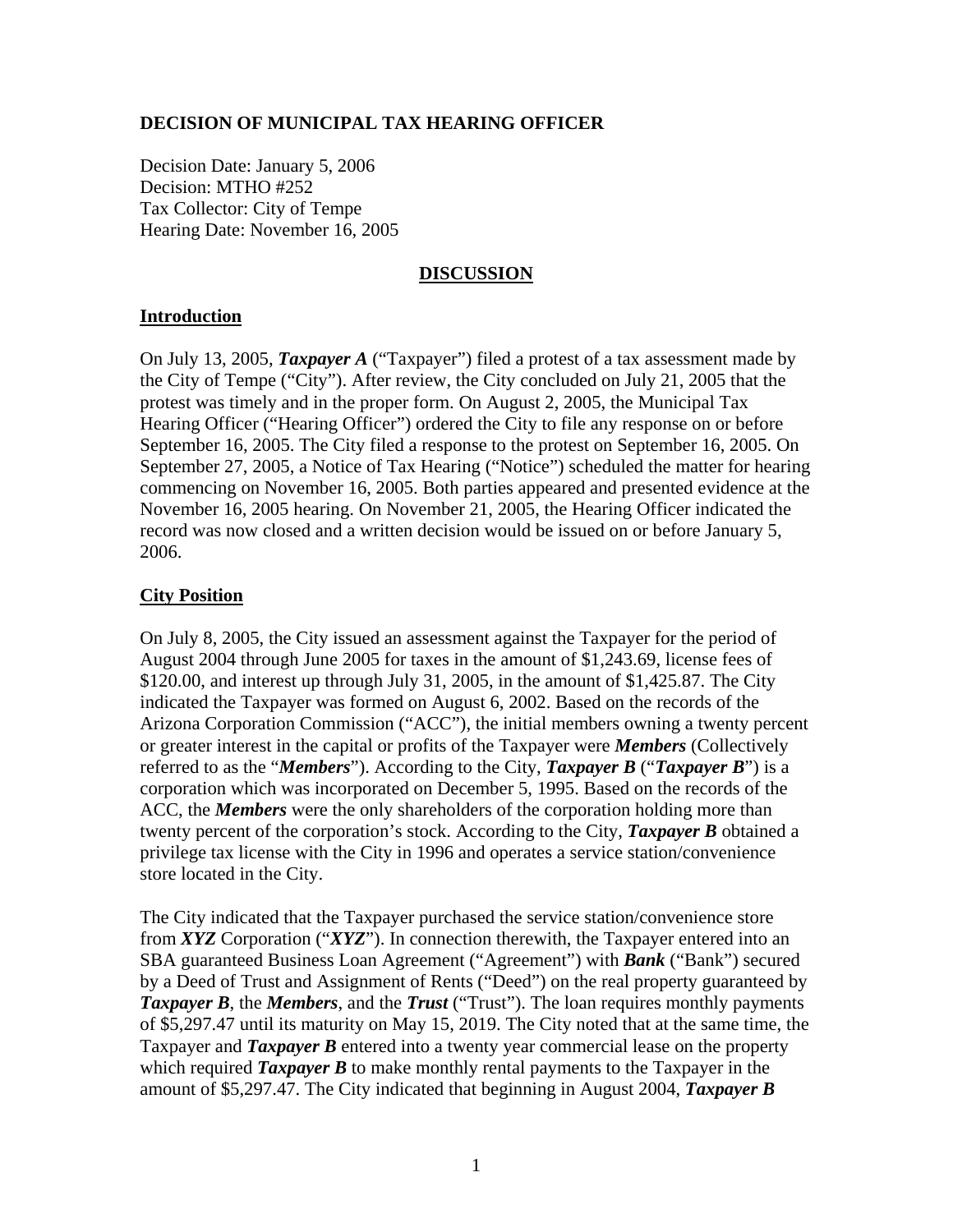## DECISION OF MUNICIPAL TAX HEARING OFFICER

Decision Date: January 5, 2006
Decision: MTHO #252
Tax Collector: City of Tempe
Hearing Date: November 16, 2005

## DISCUSSION

### Introduction

On July 13, 2005, ***Taxpayer A*** ("Taxpayer") filed a protest of a tax assessment made by the City of Tempe ("City"). After review, the City concluded on July 21, 2005 that the protest was timely and in the proper form. On August 2, 2005, the Municipal Tax Hearing Officer ("Hearing Officer") ordered the City to file any response on or before September 16, 2005. The City filed a response to the protest on September 16, 2005. On September 27, 2005, a Notice of Tax Hearing ("Notice") scheduled the matter for hearing commencing on November 16, 2005. Both parties appeared and presented evidence at the November 16, 2005 hearing. On November 21, 2005, the Hearing Officer indicated the record was now closed and a written decision would be issued on or before January 5, 2006.

### City Position

On July 8, 2005, the City issued an assessment against the Taxpayer for the period of August 2004 through June 2005 for taxes in the amount of $1,243.69, license fees of $120.00, and interest up through July 31, 2005, in the amount of $1,425.87. The City indicated the Taxpayer was formed on August 6, 2002. Based on the records of the Arizona Corporation Commission ("ACC"), the initial members owning a twenty percent or greater interest in the capital or profits of the Taxpayer were ***Members*** (Collectively referred to as the "***Members***"). According to the City, ***Taxpayer B*** ("***Taxpayer B***") is a corporation which was incorporated on December 5, 1995. Based on the records of the ACC, the ***Members*** were the only shareholders of the corporation holding more than twenty percent of the corporation's stock. According to the City, ***Taxpayer B*** obtained a privilege tax license with the City in 1996 and operates a service station/convenience store located in the City.

The City indicated that the Taxpayer purchased the service station/convenience store from ***XYZ*** Corporation ("***XYZ***"). In connection therewith, the Taxpayer entered into an SBA guaranteed Business Loan Agreement ("Agreement") with ***Bank*** ("Bank") secured by a Deed of Trust and Assignment of Rents ("Deed") on the real property guaranteed by ***Taxpayer B***, the ***Members***, and the ***Trust*** ("Trust"). The loan requires monthly payments of $5,297.47 until its maturity on May 15, 2019. The City noted that at the same time, the Taxpayer and ***Taxpayer B*** entered into a twenty year commercial lease on the property which required ***Taxpayer B*** to make monthly rental payments to the Taxpayer in the amount of $5,297.47. The City indicated that beginning in August 2004, ***Taxpayer B***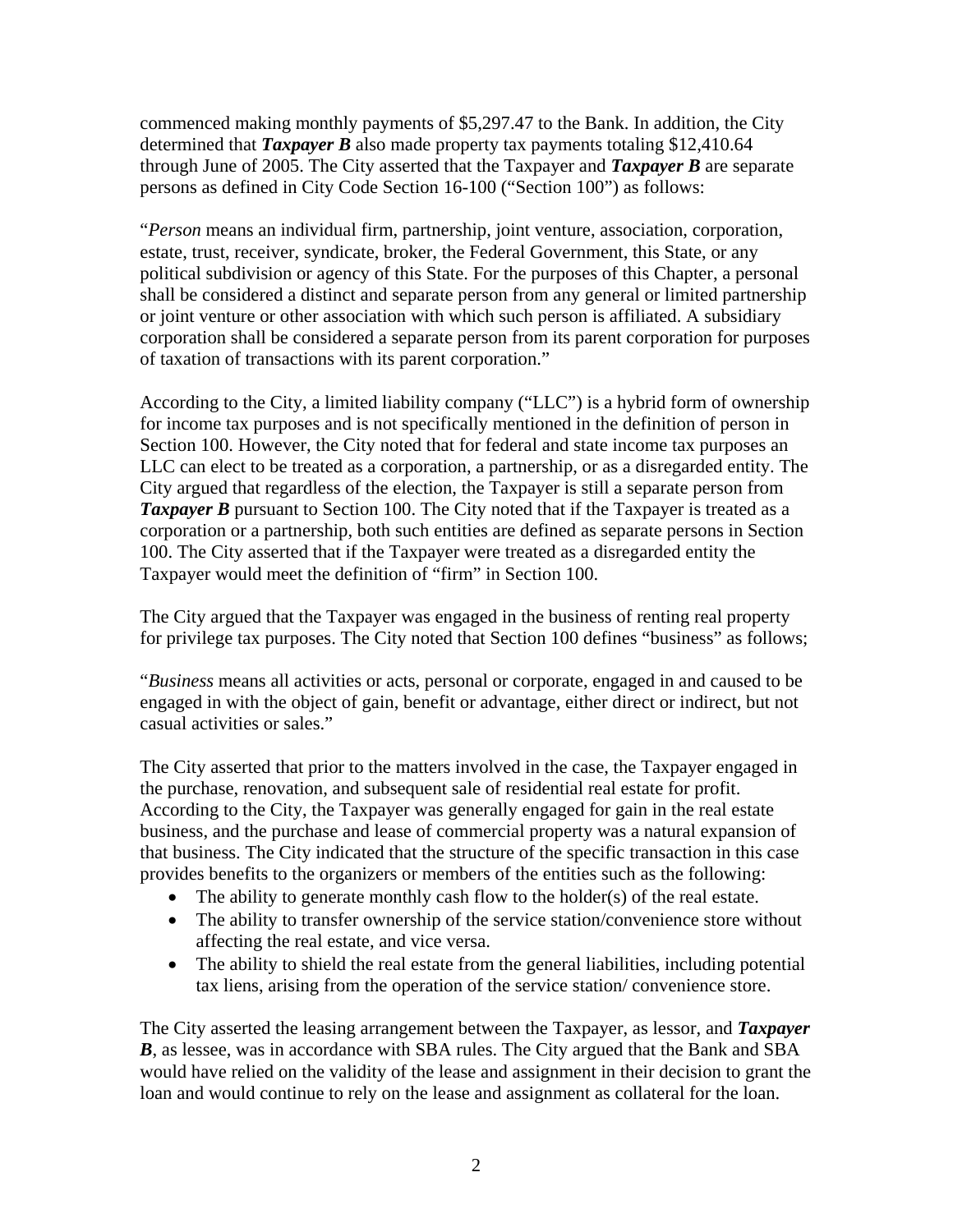commenced making monthly payments of $5,297.47 to the Bank. In addition, the City determined that ***Taxpayer B*** also made property tax payments totaling $12,410.64 through June of 2005. The City asserted that the Taxpayer and ***Taxpayer B*** are separate persons as defined in City Code Section 16-100 ("Section 100") as follows:

"*Person* means an individual firm, partnership, joint venture, association, corporation, estate, trust, receiver, syndicate, broker, the Federal Government, this State, or any political subdivision or agency of this State. For the purposes of this Chapter, a personal shall be considered a distinct and separate person from any general or limited partnership or joint venture or other association with which such person is affiliated. A subsidiary corporation shall be considered a separate person from its parent corporation for purposes of taxation of transactions with its parent corporation."

According to the City, a limited liability company ("LLC") is a hybrid form of ownership for income tax purposes and is not specifically mentioned in the definition of person in Section 100. However, the City noted that for federal and state income tax purposes an LLC can elect to be treated as a corporation, a partnership, or as a disregarded entity. The City argued that regardless of the election, the Taxpayer is still a separate person from ***Taxpayer B*** pursuant to Section 100. The City noted that if the Taxpayer is treated as a corporation or a partnership, both such entities are defined as separate persons in Section 100. The City asserted that if the Taxpayer were treated as a disregarded entity the Taxpayer would meet the definition of "firm" in Section 100.

The City argued that the Taxpayer was engaged in the business of renting real property for privilege tax purposes. The City noted that Section 100 defines "business" as follows;

"*Business* means all activities or acts, personal or corporate, engaged in and caused to be engaged in with the object of gain, benefit or advantage, either direct or indirect, but not casual activities or sales."

The City asserted that prior to the matters involved in the case, the Taxpayer engaged in the purchase, renovation, and subsequent sale of residential real estate for profit. According to the City, the Taxpayer was generally engaged for gain in the real estate business, and the purchase and lease of commercial property was a natural expansion of that business. The City indicated that the structure of the specific transaction in this case provides benefits to the organizers or members of the entities such as the following:

- The ability to generate monthly cash flow to the holder(s) of the real estate.
- The ability to transfer ownership of the service station/convenience store without affecting the real estate, and vice versa.
- The ability to shield the real estate from the general liabilities, including potential tax liens, arising from the operation of the service station/ convenience store.

The City asserted the leasing arrangement between the Taxpayer, as lessor, and ***Taxpayer B***, as lessee, was in accordance with SBA rules. The City argued that the Bank and SBA would have relied on the validity of the lease and assignment in their decision to grant the loan and would continue to rely on the lease and assignment as collateral for the loan.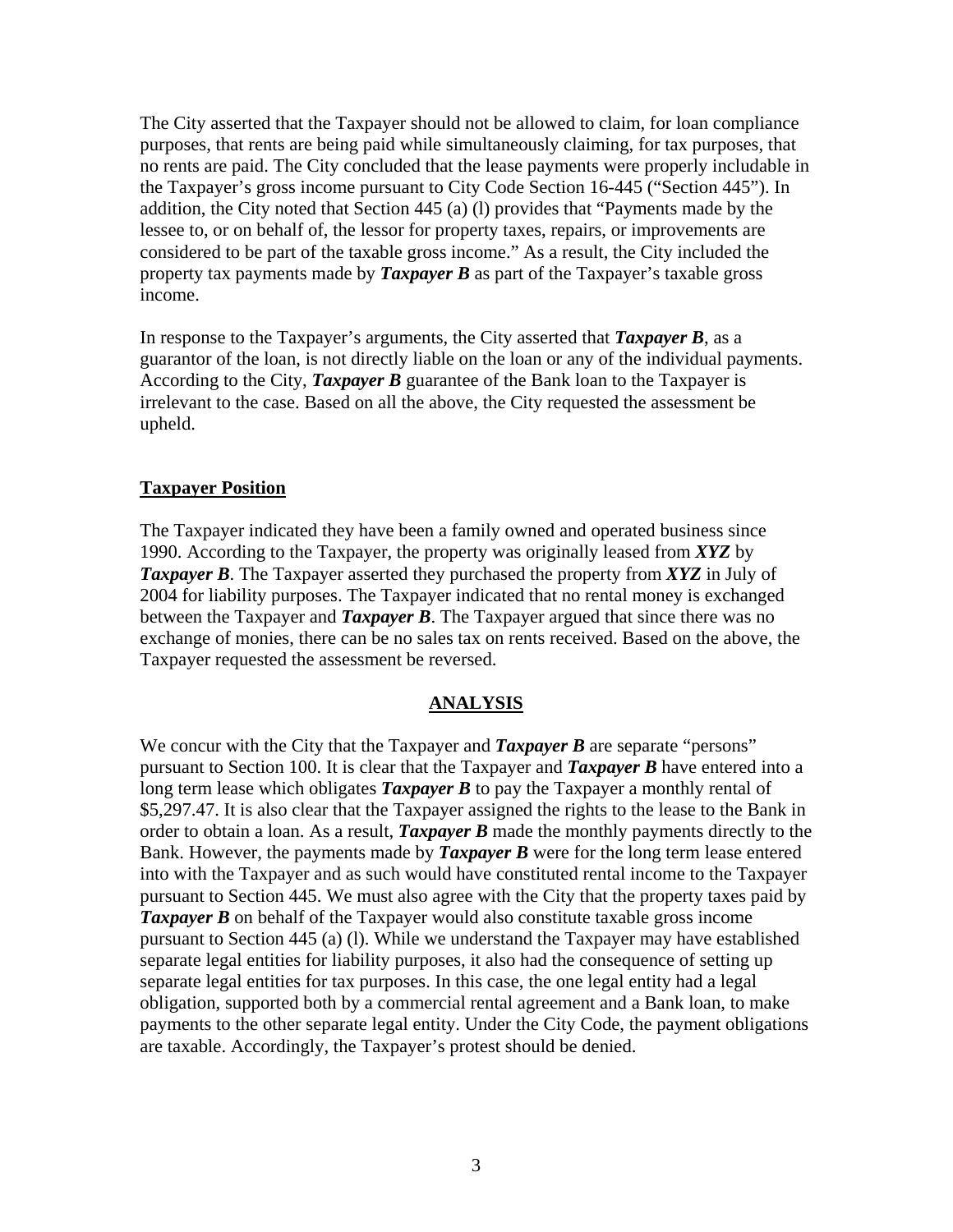The City asserted that the Taxpayer should not be allowed to claim, for loan compliance purposes, that rents are being paid while simultaneously claiming, for tax purposes, that no rents are paid. The City concluded that the lease payments were properly includable in the Taxpayer's gross income pursuant to City Code Section 16-445 ("Section 445"). In addition, the City noted that Section 445 (a) (l) provides that "Payments made by the lessee to, or on behalf of, the lessor for property taxes, repairs, or improvements are considered to be part of the taxable gross income." As a result, the City included the property tax payments made by ***Taxpayer B*** as part of the Taxpayer's taxable gross income.

In response to the Taxpayer's arguments, the City asserted that ***Taxpayer B***, as a guarantor of the loan, is not directly liable on the loan or any of the individual payments. According to the City, ***Taxpayer B*** guarantee of the Bank loan to the Taxpayer is irrelevant to the case. Based on all the above, the City requested the assessment be upheld.

**Taxpayer Position**

The Taxpayer indicated they have been a family owned and operated business since 1990. According to the Taxpayer, the property was originally leased from ***XYZ*** by ***Taxpayer B***. The Taxpayer asserted they purchased the property from ***XYZ*** in July of 2004 for liability purposes. The Taxpayer indicated that no rental money is exchanged between the Taxpayer and ***Taxpayer B***. The Taxpayer argued that since there was no exchange of monies, there can be no sales tax on rents received. Based on the above, the Taxpayer requested the assessment be reversed.

## ANALYSIS

We concur with the City that the Taxpayer and ***Taxpayer B*** are separate "persons" pursuant to Section 100. It is clear that the Taxpayer and ***Taxpayer B*** have entered into a long term lease which obligates ***Taxpayer B*** to pay the Taxpayer a monthly rental of $5,297.47. It is also clear that the Taxpayer assigned the rights to the lease to the Bank in order to obtain a loan. As a result, ***Taxpayer B*** made the monthly payments directly to the Bank. However, the payments made by ***Taxpayer B*** were for the long term lease entered into with the Taxpayer and as such would have constituted rental income to the Taxpayer pursuant to Section 445. We must also agree with the City that the property taxes paid by ***Taxpayer B*** on behalf of the Taxpayer would also constitute taxable gross income pursuant to Section 445 (a) (l). While we understand the Taxpayer may have established separate legal entities for liability purposes, it also had the consequence of setting up separate legal entities for tax purposes. In this case, the one legal entity had a legal obligation, supported both by a commercial rental agreement and a Bank loan, to make payments to the other separate legal entity. Under the City Code, the payment obligations are taxable. Accordingly, the Taxpayer's protest should be denied.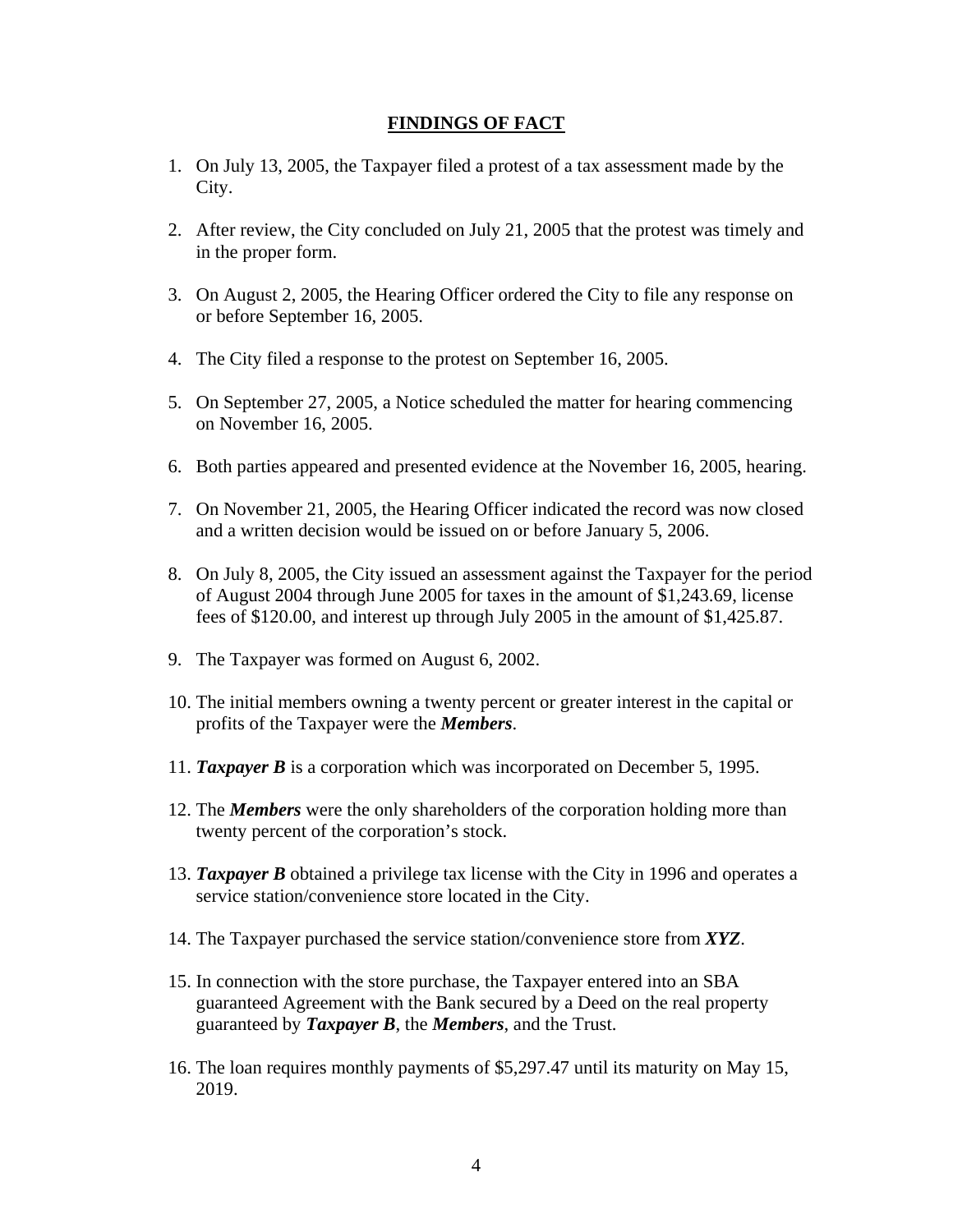## FINDINGS OF FACT

1. On July 13, 2005, the Taxpayer filed a protest of a tax assessment made by the City.

2. After review, the City concluded on July 21, 2005 that the protest was timely and in the proper form.

3. On August 2, 2005, the Hearing Officer ordered the City to file any response on or before September 16, 2005.

4. The City filed a response to the protest on September 16, 2005.

5. On September 27, 2005, a Notice scheduled the matter for hearing commencing on November 16, 2005.

6. Both parties appeared and presented evidence at the November 16, 2005, hearing.

7. On November 21, 2005, the Hearing Officer indicated the record was now closed and a written decision would be issued on or before January 5, 2006.

8. On July 8, 2005, the City issued an assessment against the Taxpayer for the period of August 2004 through June 2005 for taxes in the amount of $1,243.69, license fees of $120.00, and interest up through July 2005 in the amount of $1,425.87.

9. The Taxpayer was formed on August 6, 2002.

10. The initial members owning a twenty percent or greater interest in the capital or profits of the Taxpayer were the ***Members***.

11. ***Taxpayer B*** is a corporation which was incorporated on December 5, 1995.

12. The ***Members*** were the only shareholders of the corporation holding more than twenty percent of the corporation's stock.

13. ***Taxpayer B*** obtained a privilege tax license with the City in 1996 and operates a service station/convenience store located in the City.

14. The Taxpayer purchased the service station/convenience store from ***XYZ***.

15. In connection with the store purchase, the Taxpayer entered into an SBA guaranteed Agreement with the Bank secured by a Deed on the real property guaranteed by ***Taxpayer B***, the ***Members***, and the Trust.

16. The loan requires monthly payments of $5,297.47 until its maturity on May 15, 2019.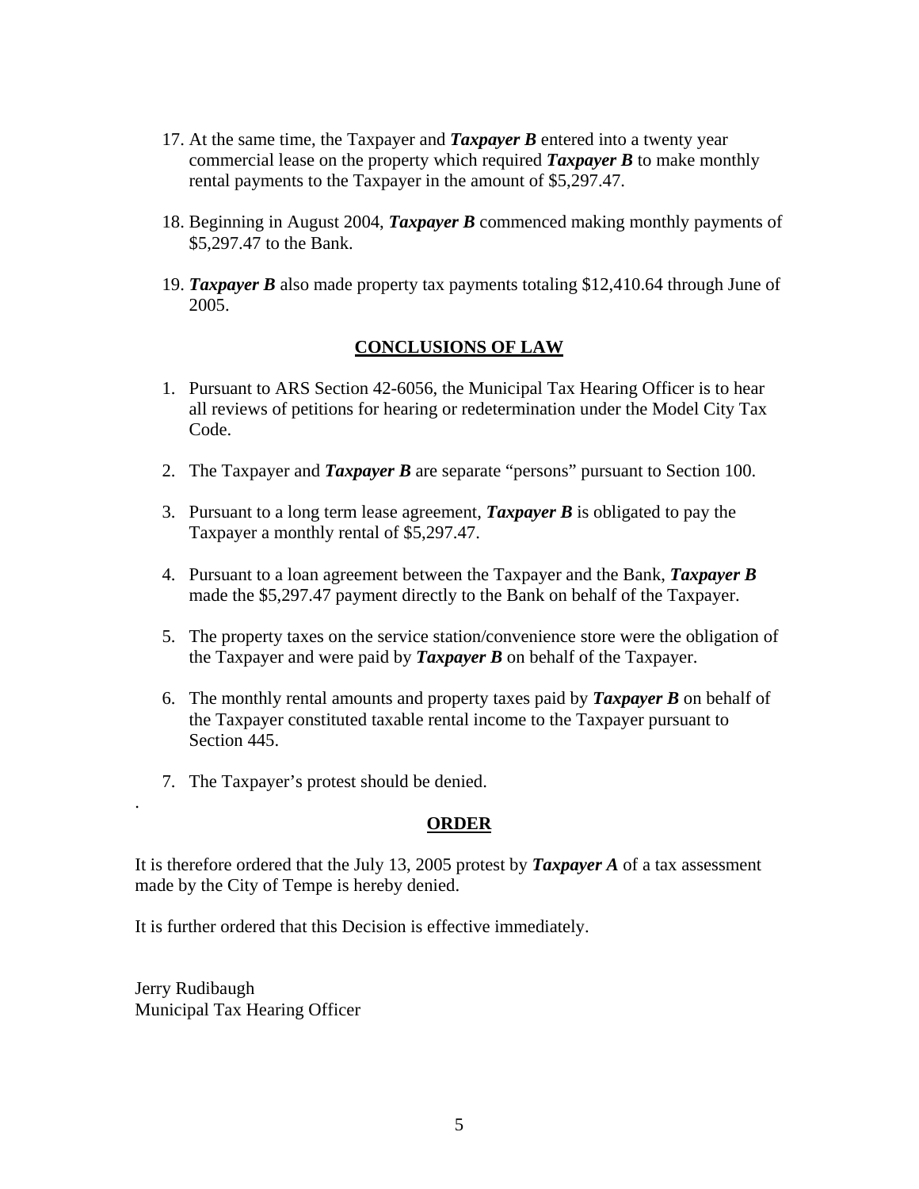17. At the same time, the Taxpayer and ***Taxpayer B*** entered into a twenty year commercial lease on the property which required ***Taxpayer B*** to make monthly rental payments to the Taxpayer in the amount of $5,297.47.

18. Beginning in August 2004, ***Taxpayer B*** commenced making monthly payments of $5,297.47 to the Bank.

19. ***Taxpayer B*** also made property tax payments totaling $12,410.64 through June of 2005.

## CONCLUSIONS OF LAW

1. Pursuant to ARS Section 42-6056, the Municipal Tax Hearing Officer is to hear all reviews of petitions for hearing or redetermination under the Model City Tax Code.

2. The Taxpayer and ***Taxpayer B*** are separate "persons" pursuant to Section 100.

3. Pursuant to a long term lease agreement, ***Taxpayer B*** is obligated to pay the Taxpayer a monthly rental of $5,297.47.

4. Pursuant to a loan agreement between the Taxpayer and the Bank, ***Taxpayer B*** made the $5,297.47 payment directly to the Bank on behalf of the Taxpayer.

5. The property taxes on the service station/convenience store were the obligation of the Taxpayer and were paid by ***Taxpayer B*** on behalf of the Taxpayer.

6. The monthly rental amounts and property taxes paid by ***Taxpayer B*** on behalf of the Taxpayer constituted taxable rental income to the Taxpayer pursuant to Section 445.

7. The Taxpayer's protest should be denied.

## ORDER

It is therefore ordered that the July 13, 2005 protest by ***Taxpayer A*** of a tax assessment made by the City of Tempe is hereby denied.

It is further ordered that this Decision is effective immediately.

Jerry Rudibaugh
Municipal Tax Hearing Officer